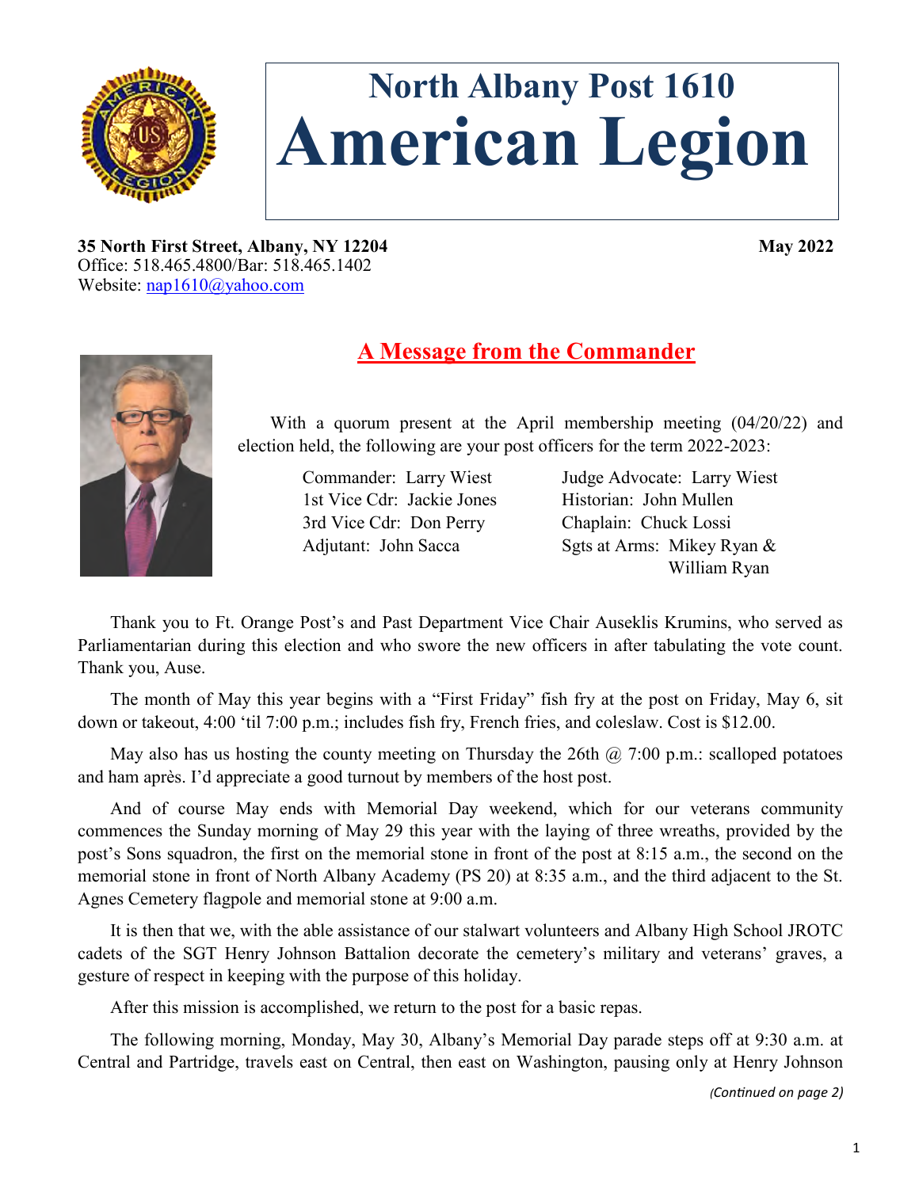# North Albany Post 1610
# American Legion

**35 North First Street, Albany, NY 12204** **May 2022**
Office: 518.465.4800/Bar: 518.465.1402
Website: nap1610@yahoo.com

## A Message from the Commander

With a quorum present at the April membership meeting (04/20/22) and election held, the following are your post officers for the term 2022-2023:

Commander: Larry Wiest
1st Vice Cdr: Jackie Jones
3rd Vice Cdr: Don Perry
Adjutant: John Sacca
Judge Advocate: Larry Wiest
Historian: John Mullen
Chaplain: Chuck Lossi
Sgts at Arms: Mikey Ryan & William Ryan

Thank you to Ft. Orange Post's and Past Department Vice Chair Auseklis Krumins, who served as Parliamentarian during this election and who swore the new officers in after tabulating the vote count. Thank you, Ause.

The month of May this year begins with a "First Friday" fish fry at the post on Friday, May 6, sit down or takeout, 4:00 'til 7:00 p.m.; includes fish fry, French fries, and coleslaw. Cost is $12.00.

May also has us hosting the county meeting on Thursday the 26th @ 7:00 p.m.: scalloped potatoes and ham après. I'd appreciate a good turnout by members of the host post.

And of course May ends with Memorial Day weekend, which for our veterans community commences the Sunday morning of May 29 this year with the laying of three wreaths, provided by the post's Sons squadron, the first on the memorial stone in front of the post at 8:15 a.m., the second on the memorial stone in front of North Albany Academy (PS 20) at 8:35 a.m., and the third adjacent to the St. Agnes Cemetery flagpole and memorial stone at 9:00 a.m.

It is then that we, with the able assistance of our stalwart volunteers and Albany High School JROTC cadets of the SGT Henry Johnson Battalion decorate the cemetery's military and veterans' graves, a gesture of respect in keeping with the purpose of this holiday.

After this mission is accomplished, we return to the post for a basic repas.

The following morning, Monday, May 30, Albany's Memorial Day parade steps off at 9:30 a.m. at Central and Partridge, travels east on Central, then east on Washington, pausing only at Henry Johnson

*(Continued on page 2)*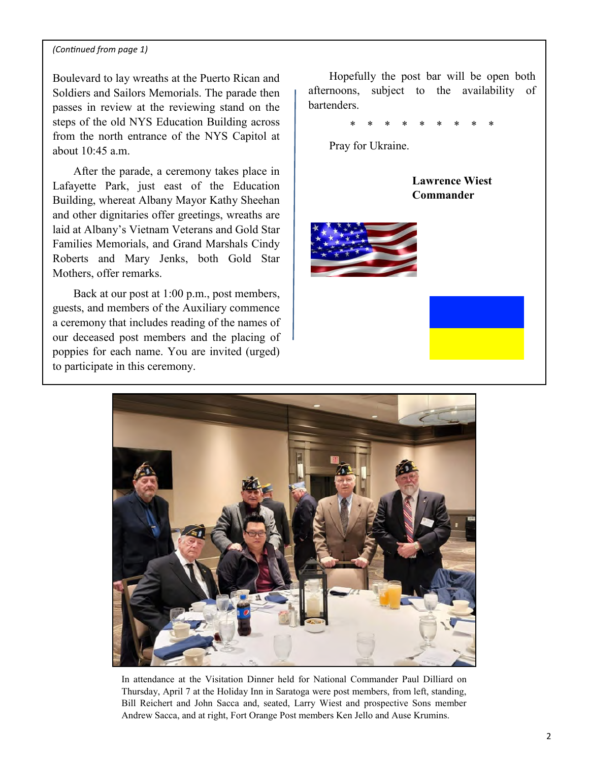*(Continued from page 1)*

Boulevard to lay wreaths at the Puerto Rican and Soldiers and Sailors Memorials. The parade then passes in review at the reviewing stand on the steps of the old NYS Education Building across from the north entrance of the NYS Capitol at about 10:45 a.m.

After the parade, a ceremony takes place in Lafayette Park, just east of the Education Building, whereat Albany Mayor Kathy Sheehan and other dignitaries offer greetings, wreaths are laid at Albany's Vietnam Veterans and Gold Star Families Memorials, and Grand Marshals Cindy Roberts and Mary Jenks, both Gold Star Mothers, offer remarks.

Back at our post at 1:00 p.m., post members, guests, and members of the Auxiliary commence a ceremony that includes reading of the names of our deceased post members and the placing of poppies for each name. You are invited (urged) to participate in this ceremony.

Hopefully the post bar will be open both afternoons, subject to the availability of bartenders.

\* \* \* \* \* \* \* \* \*

Pray for Ukraine.

**Lawrence Wiest**
**Commander**

In attendance at the Visitation Dinner held for National Commander Paul Dilliard on Thursday, April 7 at the Holiday Inn in Saratoga were post members, from left, standing, Bill Reichert and John Sacca and, seated, Larry Wiest and prospective Sons member Andrew Sacca, and at right, Fort Orange Post members Ken Jello and Ause Krumins.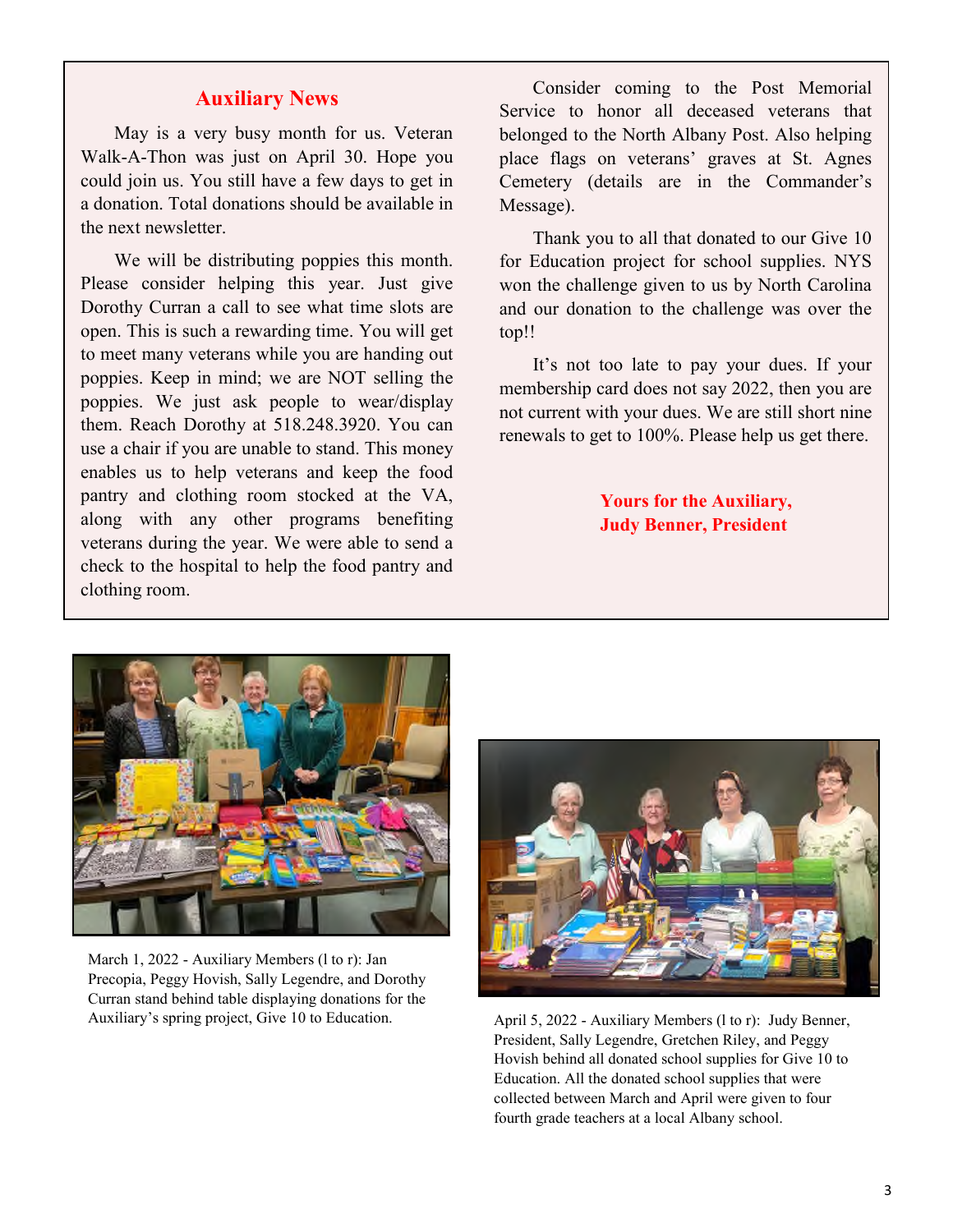## Auxiliary News

May is a very busy month for us. Veteran Walk-A-Thon was just on April 30. Hope you could join us. You still have a few days to get in a donation. Total donations should be available in the next newsletter.

We will be distributing poppies this month. Please consider helping this year. Just give Dorothy Curran a call to see what time slots are open. This is such a rewarding time. You will get to meet many veterans while you are handing out poppies. Keep in mind; we are NOT selling the poppies. We just ask people to wear/display them. Reach Dorothy at 518.248.3920. You can use a chair if you are unable to stand. This money enables us to help veterans and keep the food pantry and clothing room stocked at the VA, along with any other programs benefiting veterans during the year. We were able to send a check to the hospital to help the food pantry and clothing room.

Consider coming to the Post Memorial Service to honor all deceased veterans that belonged to the North Albany Post. Also helping place flags on veterans' graves at St. Agnes Cemetery (details are in the Commander's Message).

Thank you to all that donated to our Give 10 for Education project for school supplies. NYS won the challenge given to us by North Carolina and our donation to the challenge was over the top!!

It's not too late to pay your dues. If your membership card does not say 2022, then you are not current with your dues. We are still short nine renewals to get to 100%. Please help us get there.

**Yours for the Auxiliary,**
**Judy Benner, President**

March 1, 2022 - Auxiliary Members (l to r): Jan Precopia, Peggy Hovish, Sally Legendre, and Dorothy Curran stand behind table displaying donations for the Auxiliary's spring project, Give 10 to Education.

April 5, 2022 - Auxiliary Members (l to r): Judy Benner, President, Sally Legendre, Gretchen Riley, and Peggy Hovish behind all donated school supplies for Give 10 to Education. All the donated school supplies that were collected between March and April were given to four fourth grade teachers at a local Albany school.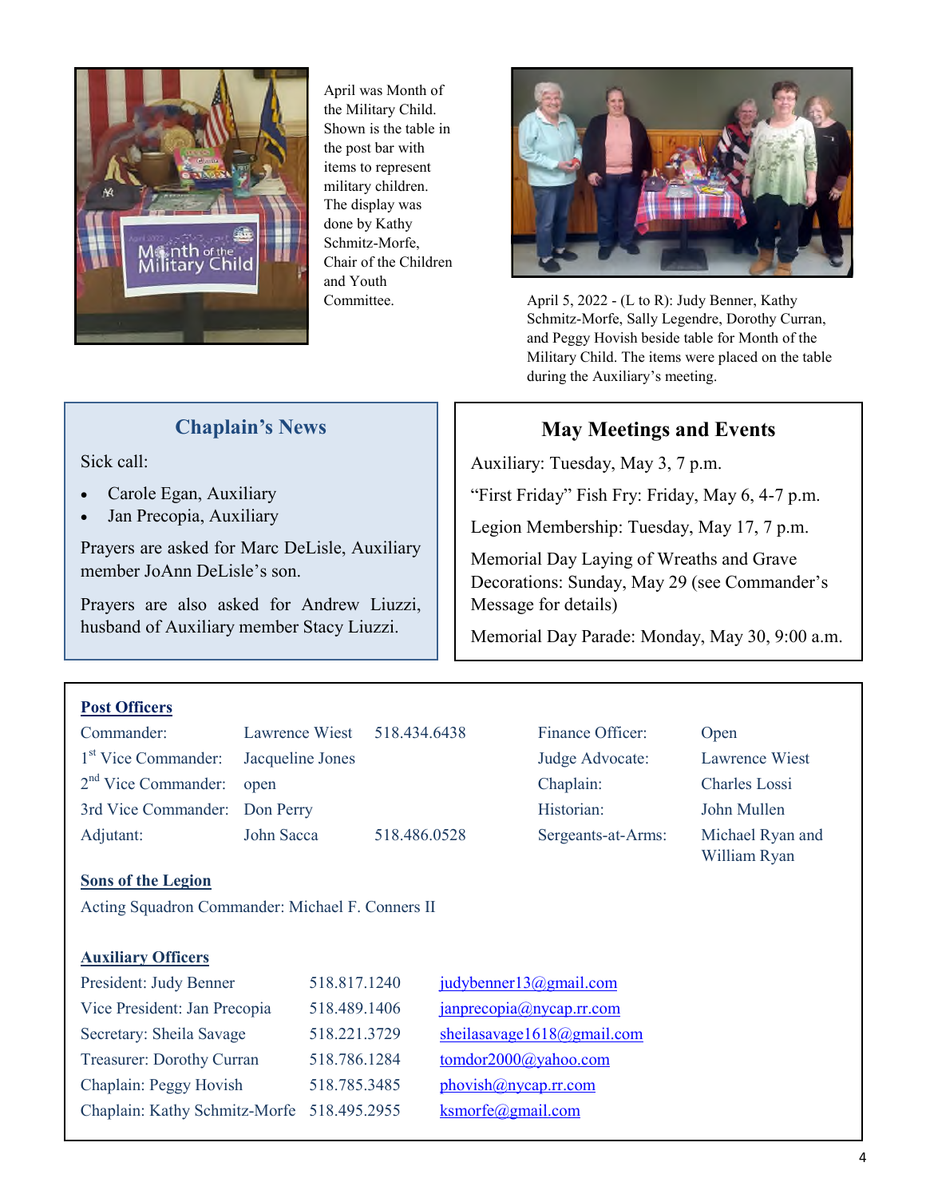April was Month of the Military Child. Shown is the table in the post bar with items to represent military children. The display was done by Kathy Schmitz-Morfe, Chair of the Children and Youth Committee.

April 5, 2022 - (L to R): Judy Benner, Kathy Schmitz-Morfe, Sally Legendre, Dorothy Curran, and Peggy Hovish beside table for Month of the Military Child. The items were placed on the table during the Auxiliary's meeting.

## Chaplain's News

Sick call:

- Carole Egan, Auxiliary
- Jan Precopia, Auxiliary

Prayers are asked for Marc DeLisle, Auxiliary member JoAnn DeLisle's son.

Prayers are also asked for Andrew Liuzzi, husband of Auxiliary member Stacy Liuzzi.

## May Meetings and Events

Auxiliary: Tuesday, May 3, 7 p.m.

"First Friday" Fish Fry: Friday, May 6, 4-7 p.m.

Legion Membership: Tuesday, May 17, 7 p.m.

Memorial Day Laying of Wreaths and Grave Decorations: Sunday, May 29 (see Commander's Message for details)

Memorial Day Parade: Monday, May 30, 9:00 a.m.

**Post Officers**

| | | | | |
|---|---|---|---|---|
| Commander: | Lawrence Wiest | 518.434.6438 | Finance Officer: | Open |
| 1st Vice Commander: | Jacqueline Jones | | Judge Advocate: | Lawrence Wiest |
| 2nd Vice Commander: | open | | Chaplain: | Charles Lossi |
| 3rd Vice Commander: | Don Perry | | Historian: | John Mullen |
| Adjutant: | John Sacca | 518.486.0528 | Sergeants-at-Arms: | Michael Ryan and William Ryan |

**Sons of the Legion**

Acting Squadron Commander: Michael F. Conners II

**Auxiliary Officers**

| | | |
|---|---|---|
| President: Judy Benner | 518.817.1240 | judybenner13@gmail.com |
| Vice President: Jan Precopia | 518.489.1406 | janprecopia@nycap.rr.com |
| Secretary: Sheila Savage | 518.221.3729 | sheilasavage1618@gmail.com |
| Treasurer: Dorothy Curran | 518.786.1284 | tomdor2000@yahoo.com |
| Chaplain: Peggy Hovish | 518.785.3485 | phovish@nycap.rr.com |
| Chaplain: Kathy Schmitz-Morfe | 518.495.2955 | ksmorfe@gmail.com |